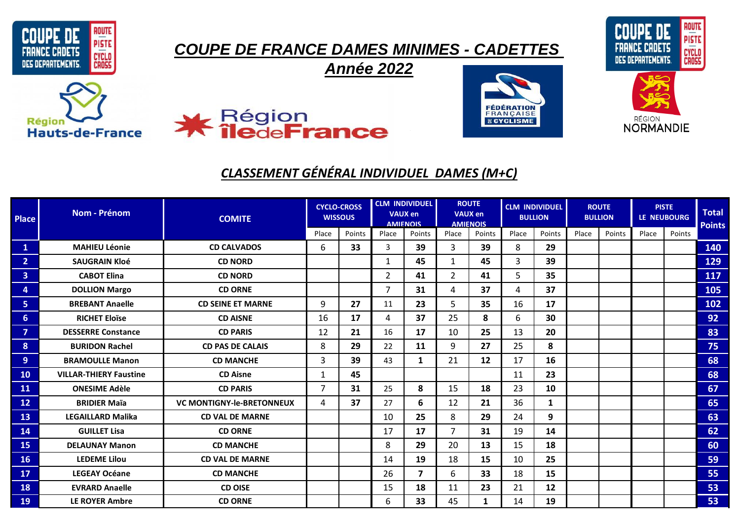# COUPE DE FRANCE DAMES MINIMES - CADETTES

## Année 2022

Région Hauts-de-France — Région îledeFrance — Fédération Française de Cyclisme — Région Normandie

COUPE DE FRANCE CADETS DES DEPARTEMENTS — ROUTE PISTE CYCLO CROSS

### CLASSEMENT GÉNÉRAL INDIVIDUEL DAMES (M+C)

| Place | Nom - Prénom | COMITE | CYCLO-CROSS WISSOUS | | CLM INDIVIDUEL VAUX en AMIENOIS | | ROUTE VAUX en AMIENOIS | | CLM INDIVIDUEL BULLION | | ROUTE BULLION | | PISTE LE NEUBOURG | | Total Points |
|---|---|---|---|---|---|---|---|---|---|---|---|---|---|---|---|
| | | | Place | Points | Place | Points | Place | Points | Place | Points | Place | Points | Place | Points | |
| 1 | MAHIEU Léonie | CD CALVADOS | 6 | 33 | 3 | 39 | 3 | 39 | 8 | 29 | | | | | 140 |
| 2 | SAUGRAIN Kloé | CD NORD | | | 1 | 45 | 1 | 45 | 3 | 39 | | | | | 129 |
| 3 | CABOT Elina | CD NORD | | | 2 | 41 | 2 | 41 | 5 | 35 | | | | | 117 |
| 4 | DOLLION Margo | CD ORNE | | | 7 | 31 | 4 | 37 | 4 | 37 | | | | | 105 |
| 5 | BREBANT Anaelle | CD SEINE ET MARNE | 9 | 27 | 11 | 23 | 5 | 35 | 16 | 17 | | | | | 102 |
| 6 | RICHET Eloïse | CD AISNE | 16 | 17 | 4 | 37 | 25 | 8 | 6 | 30 | | | | | 92 |
| 7 | DESSERRE Constance | CD PARIS | 12 | 21 | 16 | 17 | 10 | 25 | 13 | 20 | | | | | 83 |
| 8 | BURIDON Rachel | CD PAS DE CALAIS | 8 | 29 | 22 | 11 | 9 | 27 | 25 | 8 | | | | | 75 |
| 9 | BRAMOULLE Manon | CD MANCHE | 3 | 39 | 43 | 1 | 21 | 12 | 17 | 16 | | | | | 68 |
| 10 | VILLAR-THIERY Faustine | CD Aisne | 1 | 45 | | | | | 11 | 23 | | | | | 68 |
| 11 | ONESIME Adèle | CD PARIS | 7 | 31 | 25 | 8 | 15 | 18 | 23 | 10 | | | | | 67 |
| 12 | BRIDIER Maïa | VC MONTIGNY-le-BRETONNEUX | 4 | 37 | 27 | 6 | 12 | 21 | 36 | 1 | | | | | 65 |
| 13 | LEGAILLARD Malika | CD VAL DE MARNE | | | 10 | 25 | 8 | 29 | 24 | 9 | | | | | 63 |
| 14 | GUILLET Lisa | CD ORNE | | | 17 | 17 | 7 | 31 | 19 | 14 | | | | | 62 |
| 15 | DELAUNAY Manon | CD MANCHE | | | 8 | 29 | 20 | 13 | 15 | 18 | | | | | 60 |
| 16 | LEDEME Lilou | CD VAL DE MARNE | | | 14 | 19 | 18 | 15 | 10 | 25 | | | | | 59 |
| 17 | LEGEAY Océane | CD MANCHE | | | 26 | 7 | 6 | 33 | 18 | 15 | | | | | 55 |
| 18 | EVRARD Anaelle | CD OISE | | | 15 | 18 | 11 | 23 | 21 | 12 | | | | | 53 |
| 19 | LE ROYER Ambre | CD ORNE | | | 6 | 33 | 45 | 1 | 14 | 19 | | | | | 53 |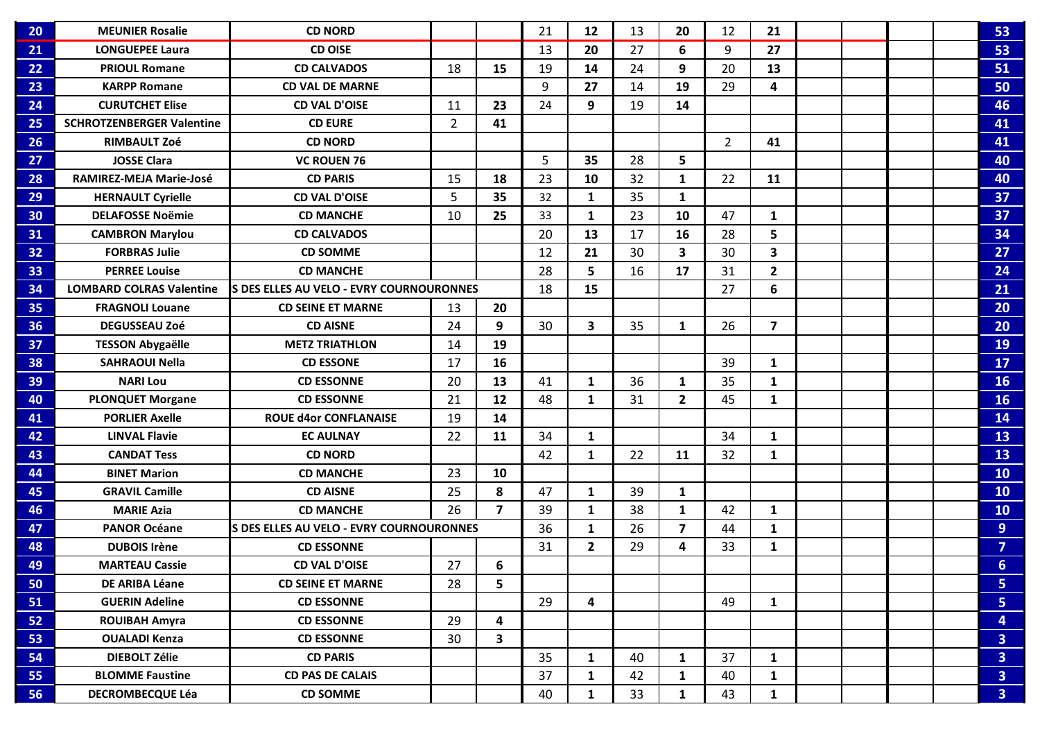| 20 | MEUNIER Rosalie | CD NORD | | | 21 | 12 | 13 | 20 | 12 | 21 | | | | | 53 |
|---|---|---|---|---|---|---|---|---|---|---|---|---|---|---|---|
| 21 | LONGUEPEE Laura | CD OISE | | | 13 | 20 | 27 | 6 | 9 | 27 | | | | | 53 |
| 22 | PRIOUL Romane | CD CALVADOS | 18 | 15 | 19 | 14 | 24 | 9 | 20 | 13 | | | | | 51 |
| 23 | KARPP Romane | CD VAL DE MARNE | | | 9 | 27 | 14 | 19 | 29 | 4 | | | | | 50 |
| 24 | CURUTCHET Elise | CD VAL D'OISE | 11 | 23 | 24 | 9 | 19 | 14 | | | | | | | 46 |
| 25 | SCHROTZENBERGER Valentine | CD EURE | 2 | 41 | | | | | | | | | | | 41 |
| 26 | RIMBAULT Zoé | CD NORD | | | | | | | 2 | 41 | | | | | 41 |
| 27 | JOSSE Clara | VC ROUEN 76 | | | 5 | 35 | 28 | 5 | | | | | | | 40 |
| 28 | RAMIREZ-MEJA Marie-José | CD PARIS | 15 | 18 | 23 | 10 | 32 | 1 | 22 | 11 | | | | | 40 |
| 29 | HERNAULT Cyrielle | CD VAL D'OISE | 5 | 35 | 32 | 1 | 35 | 1 | | | | | | | 37 |
| 30 | DELAFOSSE Noëmie | CD MANCHE | 10 | 25 | 33 | 1 | 23 | 10 | 47 | 1 | | | | | 37 |
| 31 | CAMBRON Marylou | CD CALVADOS | | | 20 | 13 | 17 | 16 | 28 | 5 | | | | | 34 |
| 32 | FORBRAS Julie | CD SOMME | | | 12 | 21 | 30 | 3 | 30 | 3 | | | | | 27 |
| 33 | PERREE Louise | CD MANCHE | | | 28 | 5 | 16 | 17 | 31 | 2 | | | | | 24 |
| 34 | LOMBARD COLRAS Valentine | S DES ELLES AU VELO - EVRY COURNOURONNES | | | 18 | 15 | | | 27 | 6 | | | | | 21 |
| 35 | FRAGNOLI Louane | CD SEINE ET MARNE | 13 | 20 | | | | | | | | | | | 20 |
| 36 | DEGUSSEAU Zoé | CD AISNE | 24 | 9 | 30 | 3 | 35 | 1 | 26 | 7 | | | | | 20 |
| 37 | TESSON Abygaëlle | METZ TRIATHLON | 14 | 19 | | | | | | | | | | | 19 |
| 38 | SAHRAOUI Nella | CD ESSONE | 17 | 16 | | | | | 39 | 1 | | | | | 17 |
| 39 | NARI Lou | CD ESSONNE | 20 | 13 | 41 | 1 | 36 | 1 | 35 | 1 | | | | | 16 |
| 40 | PLONQUET Morgane | CD ESSONNE | 21 | 12 | 48 | 1 | 31 | 2 | 45 | 1 | | | | | 16 |
| 41 | PORLIER Axelle | ROUE d4or CONFLANAISE | 19 | 14 | | | | | | | | | | | 14 |
| 42 | LINVAL Flavie | EC AULNAY | 22 | 11 | 34 | 1 | | | 34 | 1 | | | | | 13 |
| 43 | CANDAT Tess | CD NORD | | | 42 | 1 | 22 | 11 | 32 | 1 | | | | | 13 |
| 44 | BINET Marion | CD MANCHE | 23 | 10 | | | | | | | | | | | 10 |
| 45 | GRAVIL Camille | CD AISNE | 25 | 8 | 47 | 1 | 39 | 1 | | | | | | | 10 |
| 46 | MARIE Azia | CD MANCHE | 26 | 7 | 39 | 1 | 38 | 1 | 42 | 1 | | | | | 10 |
| 47 | PANOR Océane | S DES ELLES AU VELO - EVRY COURNOURONNES | | | 36 | 1 | 26 | 7 | 44 | 1 | | | | | 9 |
| 48 | DUBOIS Irène | CD ESSONNE | | | 31 | 2 | 29 | 4 | 33 | 1 | | | | | 7 |
| 49 | MARTEAU Cassie | CD VAL D'OISE | 27 | 6 | | | | | | | | | | | 6 |
| 50 | DE ARIBA Léane | CD SEINE ET MARNE | 28 | 5 | | | | | | | | | | | 5 |
| 51 | GUERIN Adeline | CD ESSONNE | | | 29 | 4 | | | 49 | 1 | | | | | 5 |
| 52 | ROUIBAH Amyra | CD ESSONNE | 29 | 4 | | | | | | | | | | | 4 |
| 53 | OUALADI Kenza | CD ESSONNE | 30 | 3 | | | | | | | | | | | 3 |
| 54 | DIEBOLT Zélie | CD PARIS | | | 35 | 1 | 40 | 1 | 37 | 1 | | | | | 3 |
| 55 | BLOMME Faustine | CD PAS DE CALAIS | | | 37 | 1 | 42 | 1 | 40 | 1 | | | | | 3 |
| 56 | DECROMBECQUE Léa | CD SOMME | | | 40 | 1 | 33 | 1 | 43 | 1 | | | | | 3 |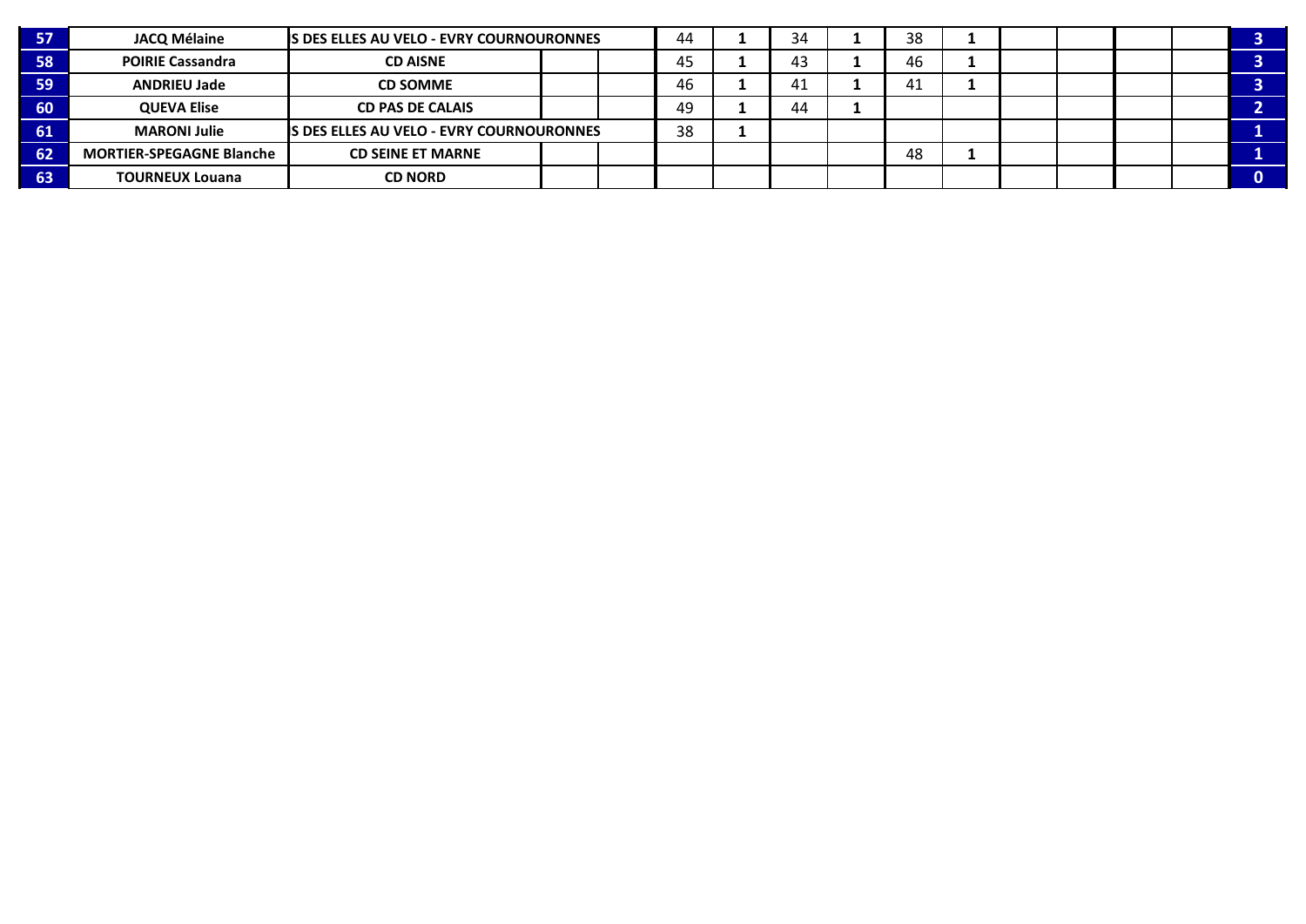| | | | | | | | | | | | | | | | |
|---|---|---|---|---|---|---|---|---|---|---|---|---|---|---|---|
| 57 | JACQ Mélaine | S DES ELLES AU VELO - EVRY COURNOURONNES | | | 44 | 1 | 34 | 1 | 38 | 1 | | | | | 3 |
| 58 | POIRIE Cassandra | CD AISNE | | | 45 | 1 | 43 | 1 | 46 | 1 | | | | | 3 |
| 59 | ANDRIEU Jade | CD SOMME | | | 46 | 1 | 41 | 1 | 41 | 1 | | | | | 3 |
| 60 | QUEVA Elise | CD PAS DE CALAIS | | | 49 | 1 | 44 | 1 | | | | | | | 2 |
| 61 | MARONI Julie | S DES ELLES AU VELO - EVRY COURNOURONNES | | | 38 | 1 | | | | | | | | | 1 |
| 62 | MORTIER-SPEGAGNE Blanche | CD SEINE ET MARNE | | | | | | | 48 | 1 | | | | | 1 |
| 63 | TOURNEUX Louana | CD NORD | | | | | | | | | | | | | 0 |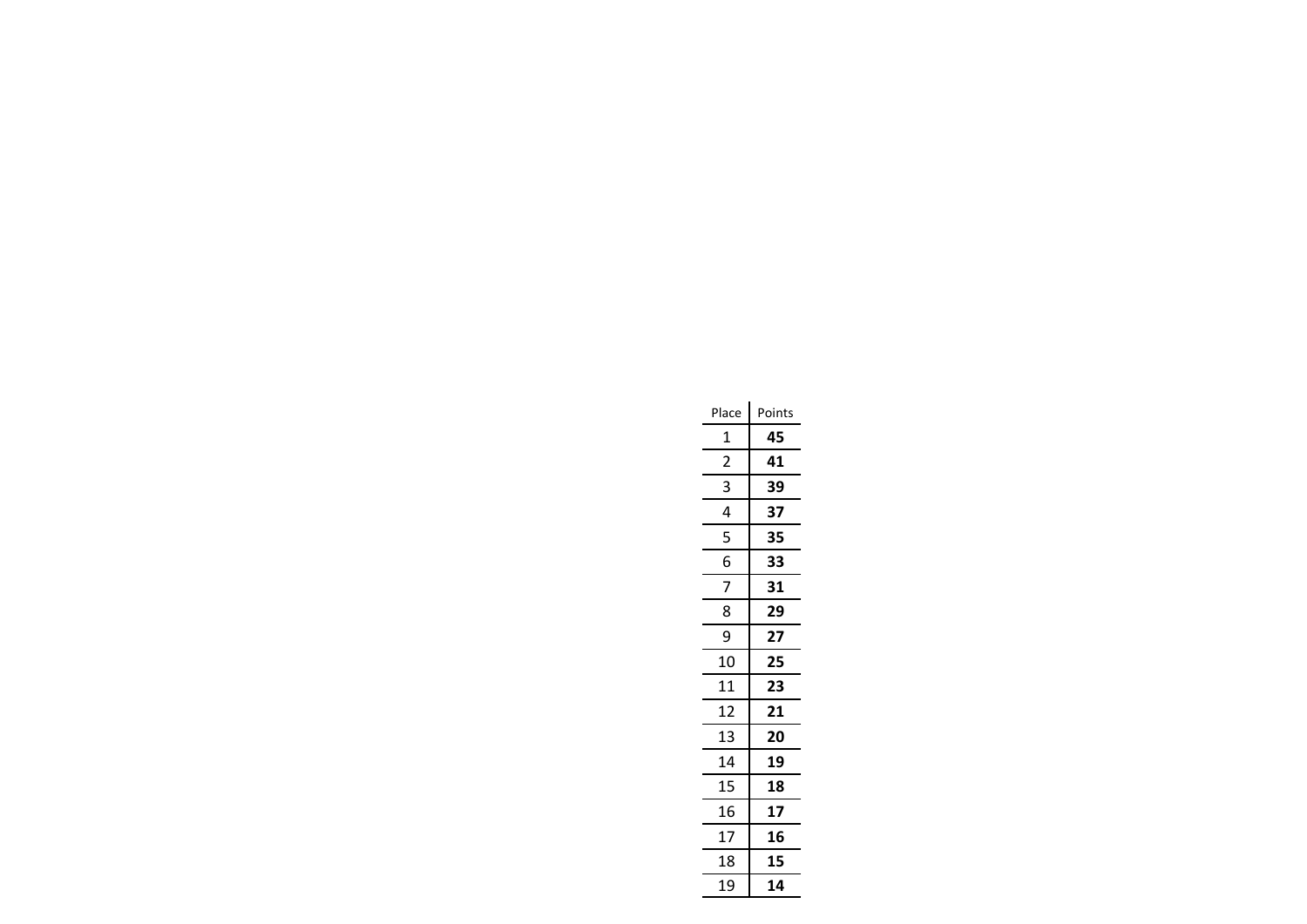| Place | Points |
|---|---|
| 1 | **45** |
| 2 | **41** |
| 3 | **39** |
| 4 | **37** |
| 5 | **35** |
| 6 | **33** |
| 7 | **31** |
| 8 | **29** |
| 9 | **27** |
| 10 | **25** |
| 11 | **23** |
| 12 | **21** |
| 13 | **20** |
| 14 | **19** |
| 15 | **18** |
| 16 | **17** |
| 17 | **16** |
| 18 | **15** |
| 19 | **14** |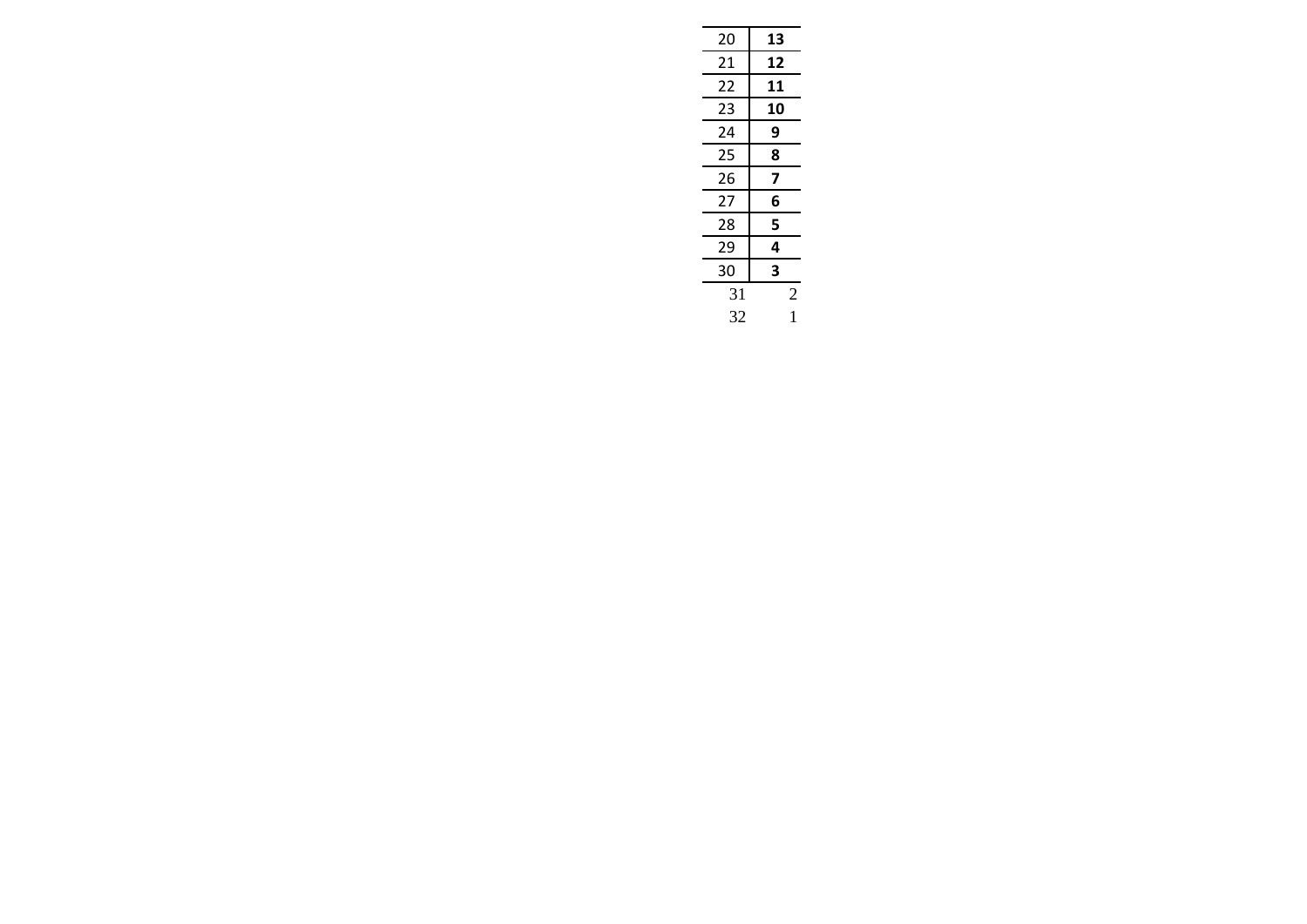| | |
|---|---|
| 20 | **13** |
| 21 | **12** |
| 22 | **11** |
| 23 | **10** |
| 24 | **9** |
| 25 | **8** |
| 26 | **7** |
| 27 | **6** |
| 28 | **5** |
| 29 | **4** |
| 30 | **3** |
| 31 | 2 |
| 32 | 1 |